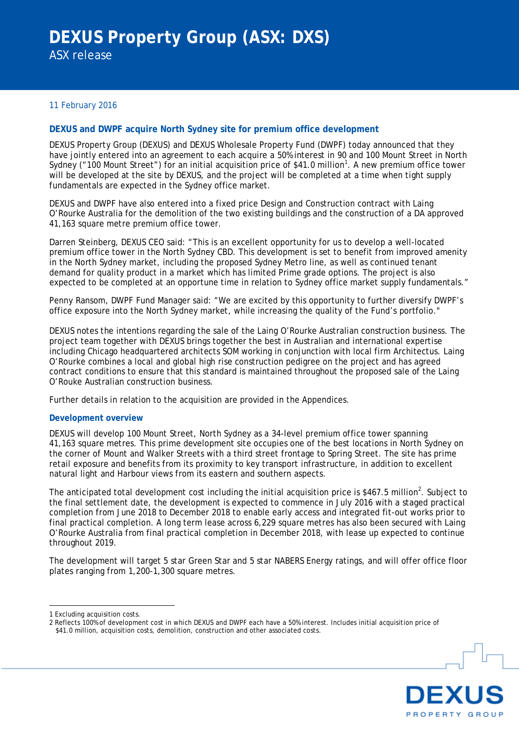# DEXUS Property Group (ASX: DXS)

ASX release

11 February 2016

## DEXUS and DWPF acquire North Sydney site for premium office development

DEXUS Property Group (DEXUS) and DEXUS Wholesale Property Fund (DWPF) today announced that they have jointly entered into an agreement to each acquire a 50% interest in 90 and 100 Mount Street in North Sydney ("100 Mount Street") for an initial acquisition price of $41.0 million[1]. A new premium office tower will be developed at the site by DEXUS, and the project will be completed at a time when tight supply fundamentals are expected in the Sydney office market.

DEXUS and DWPF have also entered into a fixed price Design and Construction contract with Laing O'Rourke Australia for the demolition of the two existing buildings and the construction of a DA approved 41,163 square metre premium office tower.

Darren Steinberg, DEXUS CEO said: "This is an excellent opportunity for us to develop a well-located premium office tower in the North Sydney CBD. This development is set to benefit from improved amenity in the North Sydney market, including the proposed Sydney Metro line, as well as continued tenant demand for quality product in a market which has limited Prime grade options. The project is also expected to be completed at an opportune time in relation to Sydney office market supply fundamentals."

Penny Ransom, DWPF Fund Manager said: "We are excited by this opportunity to further diversify DWPF's office exposure into the North Sydney market, while increasing the quality of the Fund's portfolio."

DEXUS notes the intentions regarding the sale of the Laing O'Rourke Australian construction business. The project team together with DEXUS brings together the best in Australian and international expertise including Chicago headquartered architects SOM working in conjunction with local firm Architectus. Laing O'Rourke combines a local and global high rise construction pedigree on the project and has agreed contract conditions to ensure that this standard is maintained throughout the proposed sale of the Laing O'Rouke Australian construction business.

Further details in relation to the acquisition are provided in the Appendices.

### Development overview

DEXUS will develop 100 Mount Street, North Sydney as a 34-level premium office tower spanning 41,163 square metres. This prime development site occupies one of the best locations in North Sydney on the corner of Mount and Walker Streets with a third street frontage to Spring Street. The site has prime retail exposure and benefits from its proximity to key transport infrastructure, in addition to excellent natural light and Harbour views from its eastern and southern aspects.

The anticipated total development cost including the initial acquisition price is $467.5 million[2]. Subject to the final settlement date, the development is expected to commence in July 2016 with a staged practical completion from June 2018 to December 2018 to enable early access and integrated fit-out works prior to final practical completion. A long term lease across 6,229 square metres has also been secured with Laing O'Rourke Australia from final practical completion in December 2018, with lease up expected to continue throughout 2019.

The development will target 5 star Green Star and 5 star NABERS Energy ratings, and will offer office floor plates ranging from 1,200-1,300 square metres.

---

1 Excluding acquisition costs.

2 Reflects 100% of development cost in which DEXUS and DWPF each have a 50% interest. Includes initial acquisition price of $41.0 million, acquisition costs, demolition, construction and other associated costs.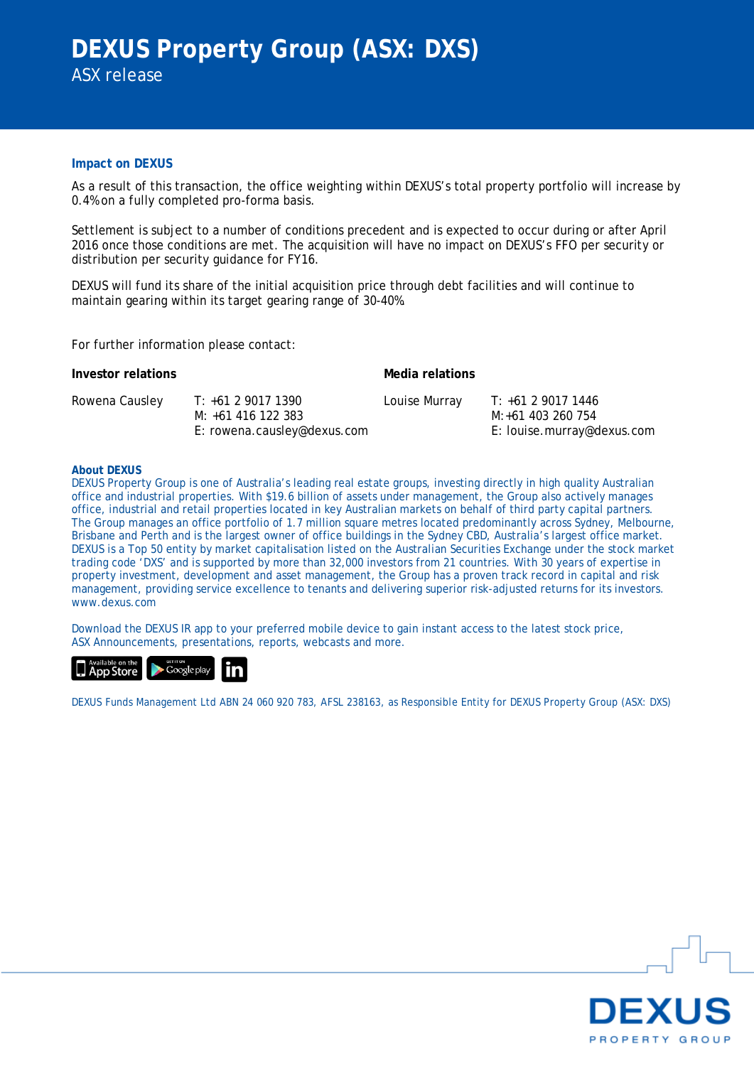## Impact on DEXUS

As a result of this transaction, the office weighting within DEXUS's total property portfolio will increase by 0.4% on a fully completed pro-forma basis.

Settlement is subject to a number of conditions precedent and is expected to occur during or after April 2016 once those conditions are met. The acquisition will have no impact on DEXUS's FFO per security or distribution per security guidance for FY16.

DEXUS will fund its share of the initial acquisition price through debt facilities and will continue to maintain gearing within its target gearing range of 30-40%.

For further information please contact:

| **Investor relations** | | **Media relations** | |
|---|---|---|---|
| Rowena Causley | T: +61 2 9017 1390<br>M: +61 416 122 383<br>E: rowena.causley@dexus.com | Louise Murray | T: +61 2 9017 1446<br>M: +61 403 260 754<br>E: louise.murray@dexus.com |

**About DEXUS**

DEXUS Property Group is one of Australia's leading real estate groups, investing directly in high quality Australian office and industrial properties. With $19.6 billion of assets under management, the Group also actively manages office, industrial and retail properties located in key Australian markets on behalf of third party capital partners. The Group manages an office portfolio of 1.7 million square metres located predominantly across Sydney, Melbourne, Brisbane and Perth and is the largest owner of office buildings in the Sydney CBD, Australia's largest office market. DEXUS is a Top 50 entity by market capitalisation listed on the Australian Securities Exchange under the stock market trading code 'DXS' and is supported by more than 32,000 investors from 21 countries. With 30 years of expertise in property investment, development and asset management, the Group has a proven track record in capital and risk management, providing service excellence to tenants and delivering superior risk-adjusted returns for its investors. www.dexus.com

Download the DEXUS IR app to your preferred mobile device to gain instant access to the latest stock price, ASX Announcements, presentations, reports, webcasts and more.

DEXUS Funds Management Ltd ABN 24 060 920 783, AFSL 238163, as Responsible Entity for DEXUS Property Group (ASX: DXS)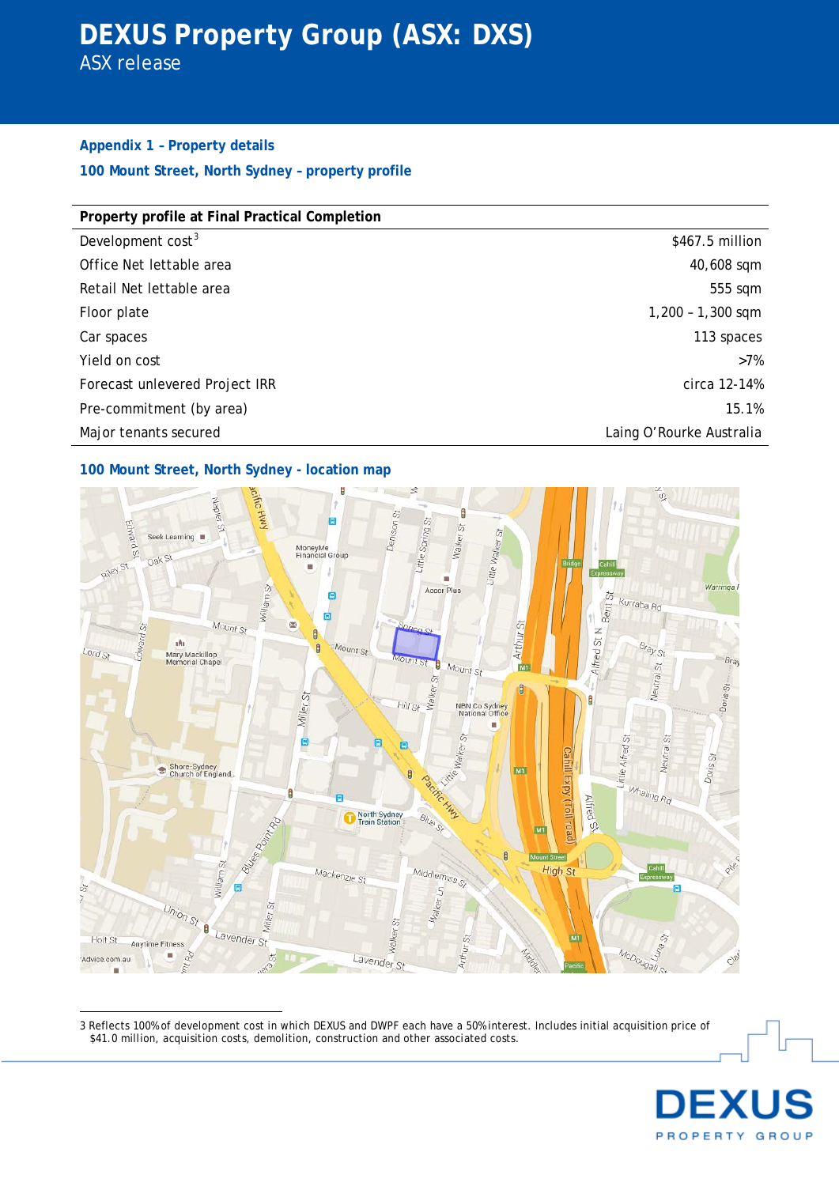## Appendix 1 – Property details

### 100 Mount Street, North Sydney – property profile

| Property profile at Final Practical Completion | |
|---|---|
| Development cost[3] | $467.5 million |
| Office Net lettable area | 40,608 sqm |
| Retail Net lettable area | 555 sqm |
| Floor plate | 1,200 – 1,300 sqm |
| Car spaces | 113 spaces |
| Yield on cost | >7% |
| Forecast unlevered Project IRR | circa 12-14% |
| Pre-commitment (by area) | 15.1% |
| Major tenants secured | Laing O'Rourke Australia |

### 100 Mount Street, North Sydney - location map

---

3 Reflects 100% of development cost in which DEXUS and DWPF each have a 50% interest. Includes initial acquisition price of $41.0 million, acquisition costs, demolition, construction and other associated costs.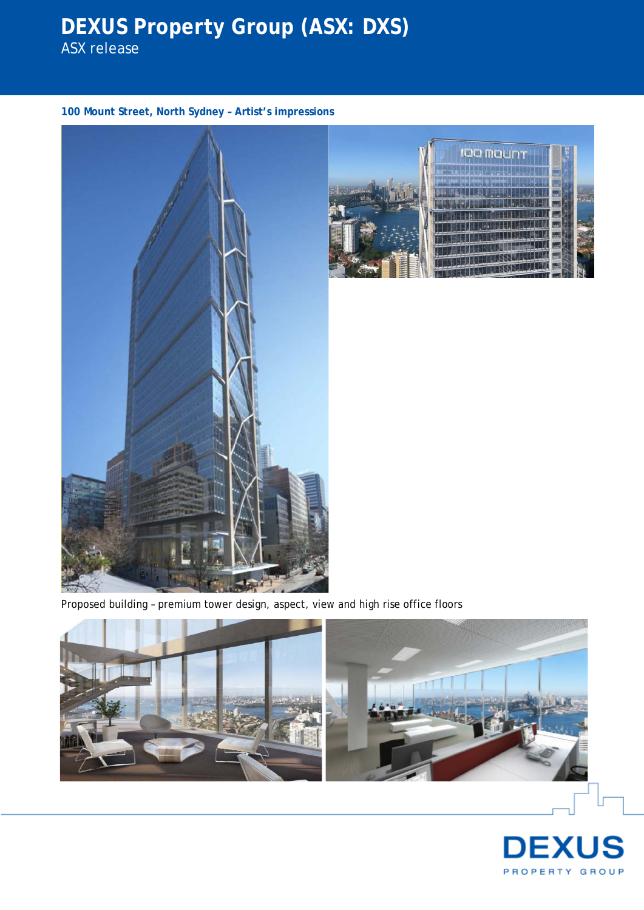**100 Mount Street, North Sydney – Artist's impressions**

Proposed building – premium tower design, aspect, view and high rise office floors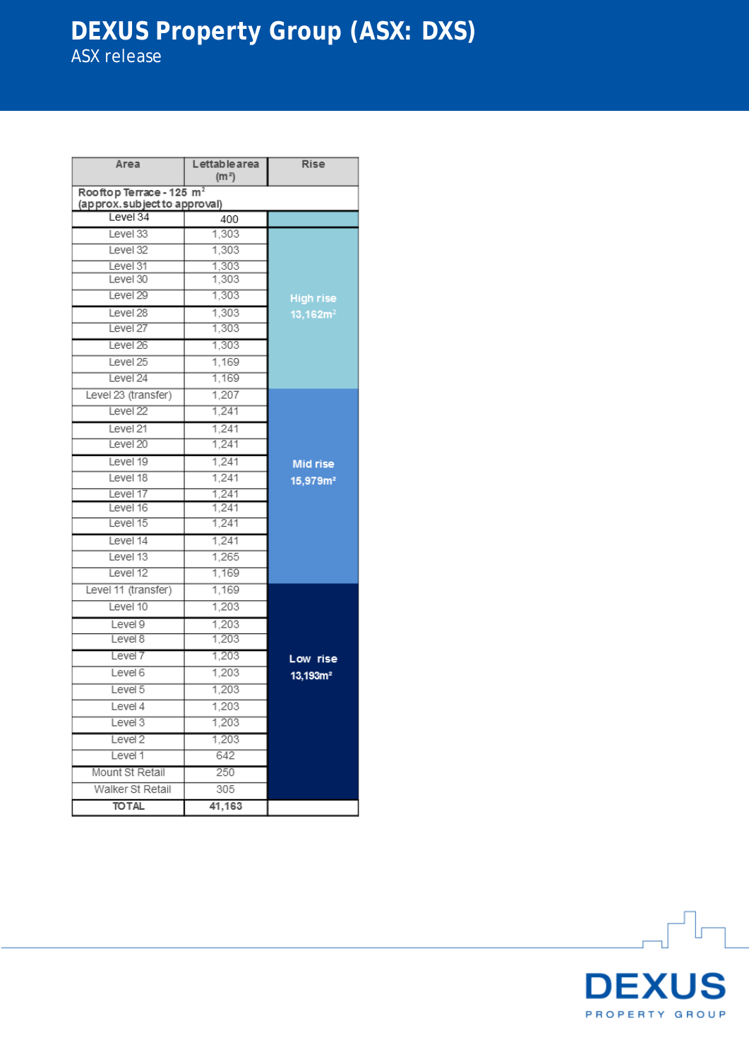# DEXUS Property Group (ASX: DXS)

ASX release

| Area | Lettable area (m²) | Rise |
|---|---|---|
| Rooftop Terrace - 125 m² (approx. subject to approval) | | |
| Level 34 | 400 | |
| Level 33 | 1,303 | High rise 13,162m² |
| Level 32 | 1,303 | |
| Level 31 | 1,303 | |
| Level 30 | 1,303 | |
| Level 29 | 1,303 | |
| Level 28 | 1,303 | |
| Level 27 | 1,303 | |
| Level 26 | 1,303 | |
| Level 25 | 1,169 | |
| Level 24 | 1,169 | |
| Level 23 (transfer) | 1,207 | Mid rise 15,979m² |
| Level 22 | 1,241 | |
| Level 21 | 1,241 | |
| Level 20 | 1,241 | |
| Level 19 | 1,241 | |
| Level 18 | 1,241 | |
| Level 17 | 1,241 | |
| Level 16 | 1,241 | |
| Level 15 | 1,241 | |
| Level 14 | 1,241 | |
| Level 13 | 1,265 | |
| Level 12 | 1,169 | |
| Level 11 (transfer) | 1,169 | Low rise 13,193m² |
| Level 10 | 1,203 | |
| Level 9 | 1,203 | |
| Level 8 | 1,203 | |
| Level 7 | 1,203 | |
| Level 6 | 1,203 | |
| Level 5 | 1,203 | |
| Level 4 | 1,203 | |
| Level 3 | 1,203 | |
| Level 2 | 1,203 | |
| Level 1 | 642 | |
| Mount St Retail | 250 | |
| Walker St Retail | 305 | |
| TOTAL | 41,163 | |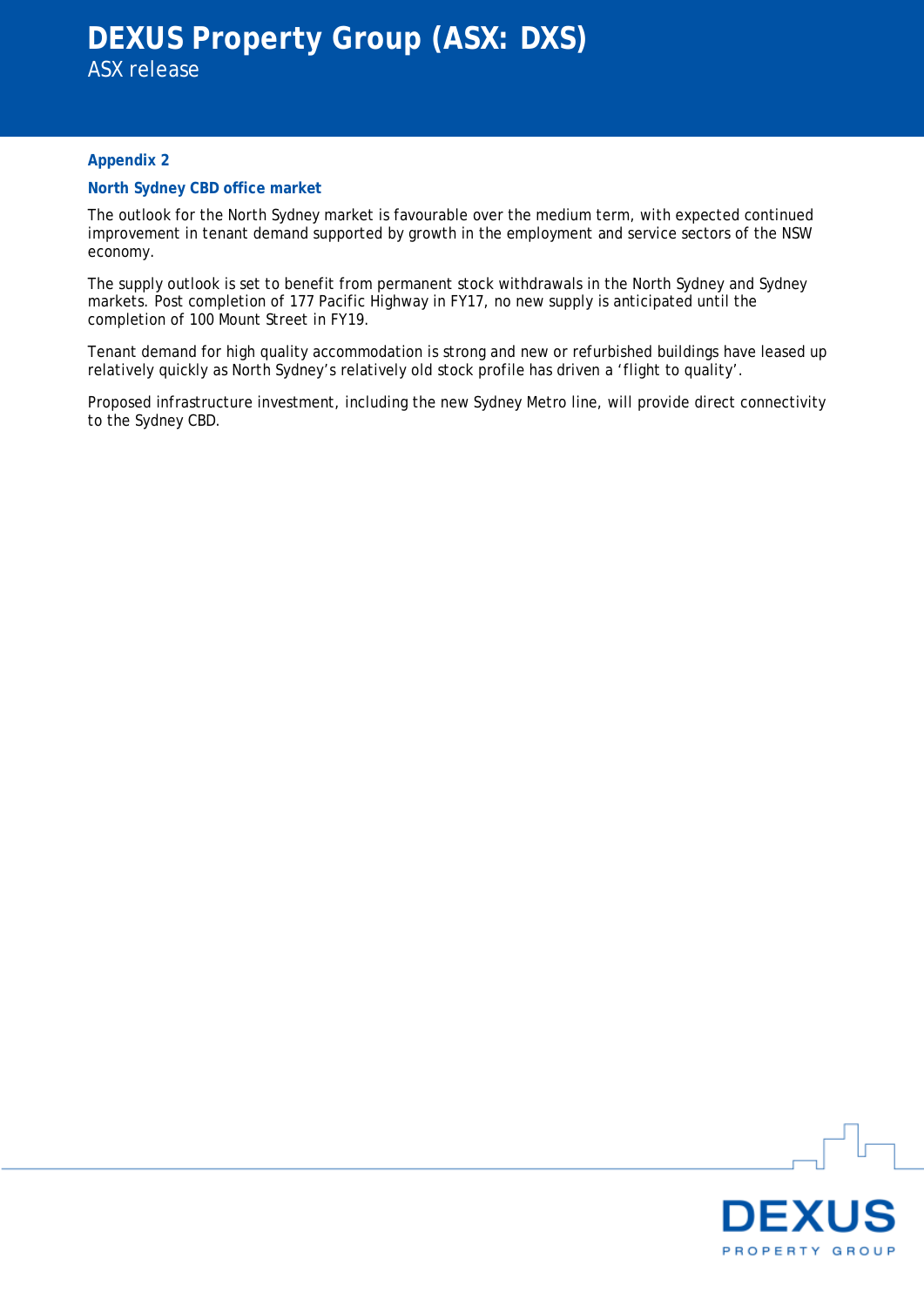## Appendix 2

### North Sydney CBD office market

The outlook for the North Sydney market is favourable over the medium term, with expected continued improvement in tenant demand supported by growth in the employment and service sectors of the NSW economy.

The supply outlook is set to benefit from permanent stock withdrawals in the North Sydney and Sydney markets. Post completion of 177 Pacific Highway in FY17, no new supply is anticipated until the completion of 100 Mount Street in FY19.

Tenant demand for high quality accommodation is strong and new or refurbished buildings have leased up relatively quickly as North Sydney's relatively old stock profile has driven a 'flight to quality'.

Proposed infrastructure investment, including the new Sydney Metro line, will provide direct connectivity to the Sydney CBD.